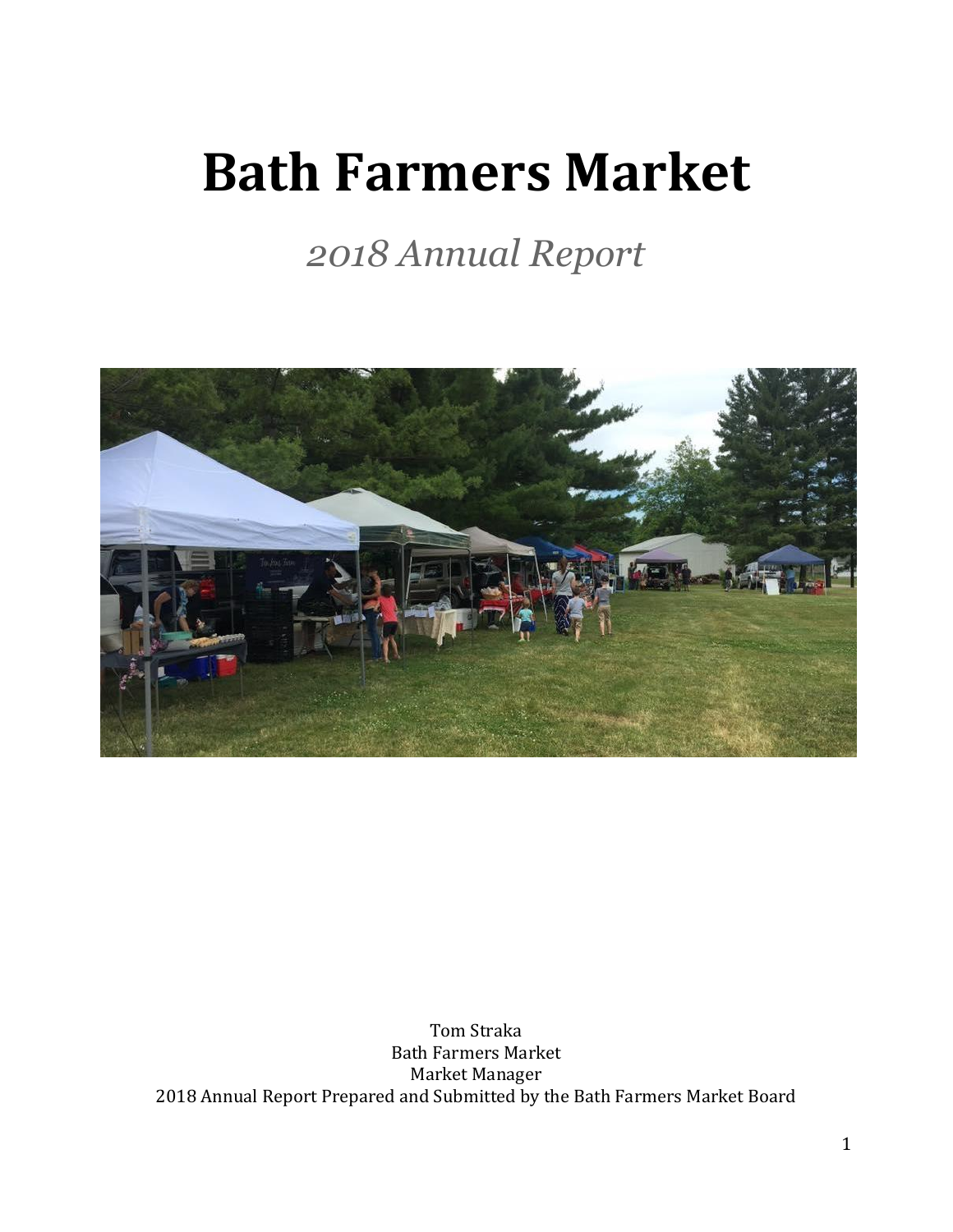# Bath Farmers Market

*2018 Annual Report*

Tom Straka
Bath Farmers Market
Market Manager
2018 Annual Report Prepared and Submitted by the Bath Farmers Market Board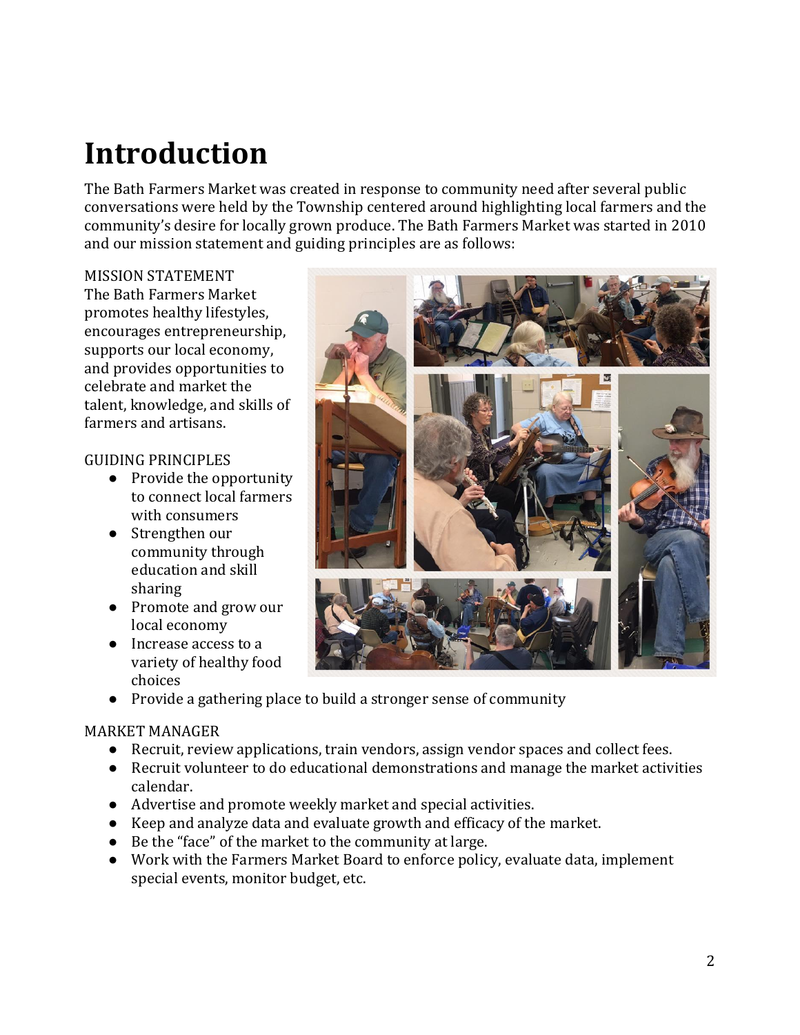# Introduction

The Bath Farmers Market was created in response to community need after several public conversations were held by the Township centered around highlighting local farmers and the community's desire for locally grown produce. The Bath Farmers Market was started in 2010 and our mission statement and guiding principles are as follows:

MISSION STATEMENT

The Bath Farmers Market promotes healthy lifestyles, encourages entrepreneurship, supports our local economy, and provides opportunities to celebrate and market the talent, knowledge, and skills of farmers and artisans.

GUIDING PRINCIPLES

- Provide the opportunity to connect local farmers with consumers
- Strengthen our community through education and skill sharing
- Promote and grow our local economy
- Increase access to a variety of healthy food choices
- Provide a gathering place to build a stronger sense of community

MARKET MANAGER

- Recruit, review applications, train vendors, assign vendor spaces and collect fees.
- Recruit volunteer to do educational demonstrations and manage the market activities calendar.
- Advertise and promote weekly market and special activities.
- Keep and analyze data and evaluate growth and efficacy of the market.
- Be the "face" of the market to the community at large.
- Work with the Farmers Market Board to enforce policy, evaluate data, implement special events, monitor budget, etc.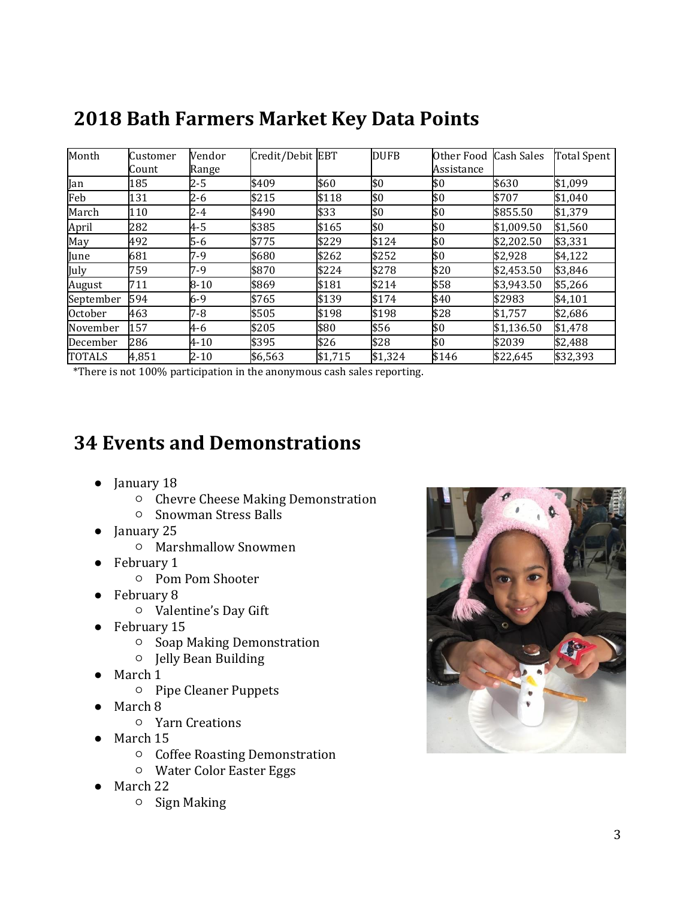## 2018 Bath Farmers Market Key Data Points

| Month | Customer Count | Vendor Range | Credit/Debit | EBT | DUFB | Other Food Assistance | Cash Sales | Total Spent |
|---|---|---|---|---|---|---|---|---|
| Jan | 185 | 2-5 | $409 | $60 | $0 | $0 | $630 | $1,099 |
| Feb | 131 | 2-6 | $215 | $118 | $0 | $0 | $707 | $1,040 |
| March | 110 | 2-4 | $490 | $33 | $0 | $0 | $855.50 | $1,379 |
| April | 282 | 4-5 | $385 | $165 | $0 | $0 | $1,009.50 | $1,560 |
| May | 492 | 5-6 | $775 | $229 | $124 | $0 | $2,202.50 | $3,331 |
| June | 681 | 7-9 | $680 | $262 | $252 | $0 | $2,928 | $4,122 |
| July | 759 | 7-9 | $870 | $224 | $278 | $20 | $2,453.50 | $3,846 |
| August | 711 | 8-10 | $869 | $181 | $214 | $58 | $3,943.50 | $5,266 |
| September | 594 | 6-9 | $765 | $139 | $174 | $40 | $2983 | $4,101 |
| October | 463 | 7-8 | $505 | $198 | $198 | $28 | $1,757 | $2,686 |
| November | 157 | 4-6 | $205 | $80 | $56 | $0 | $1,136.50 | $1,478 |
| December | 286 | 4-10 | $395 | $26 | $28 | $0 | $2039 | $2,488 |
| TOTALS | 4,851 | 2-10 | $6,563 | $1,715 | $1,324 | $146 | $22,645 | $32,393 |

*There is not 100% participation in the anonymous cash sales reporting.

## 34 Events and Demonstrations

- January 18
  - Chevre Cheese Making Demonstration
  - Snowman Stress Balls
- January 25
  - Marshmallow Snowmen
- February 1
  - Pom Pom Shooter
- February 8
  - Valentine's Day Gift
- February 15
  - Soap Making Demonstration
  - Jelly Bean Building
- March 1
  - Pipe Cleaner Puppets
- March 8
  - Yarn Creations
- March 15
  - Coffee Roasting Demonstration
  - Water Color Easter Eggs
- March 22
  - Sign Making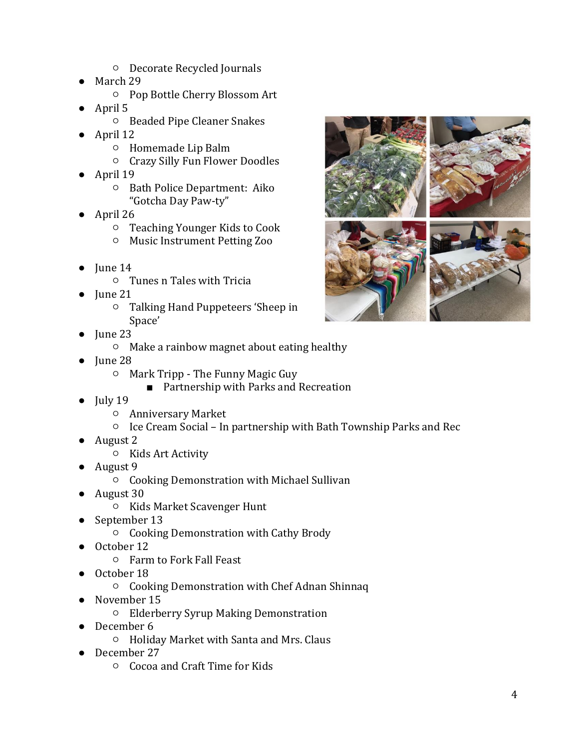- Decorate Recycled Journals
- March 29
    - Pop Bottle Cherry Blossom Art
- April 5
    - Beaded Pipe Cleaner Snakes
- April 12
    - Homemade Lip Balm
    - Crazy Silly Fun Flower Doodles
- April 19
    - Bath Police Department: Aiko "Gotcha Day Paw-ty"
- April 26
    - Teaching Younger Kids to Cook
    - Music Instrument Petting Zoo

- June 14
    - Tunes n Tales with Tricia
- June 21
    - Talking Hand Puppeteers 'Sheep in Space'
- June 23
    - Make a rainbow magnet about eating healthy
- June 28
    - Mark Tripp - The Funny Magic Guy
        - Partnership with Parks and Recreation
- July 19
    - Anniversary Market
    - Ice Cream Social – In partnership with Bath Township Parks and Rec
- August 2
    - Kids Art Activity
- August 9
    - Cooking Demonstration with Michael Sullivan
- August 30
    - Kids Market Scavenger Hunt
- September 13
    - Cooking Demonstration with Cathy Brody
- October 12
    - Farm to Fork Fall Feast
- October 18
    - Cooking Demonstration with Chef Adnan Shinnaq
- November 15
    - Elderberry Syrup Making Demonstration
- December 6
    - Holiday Market with Santa and Mrs. Claus
- December 27
    - Cocoa and Craft Time for Kids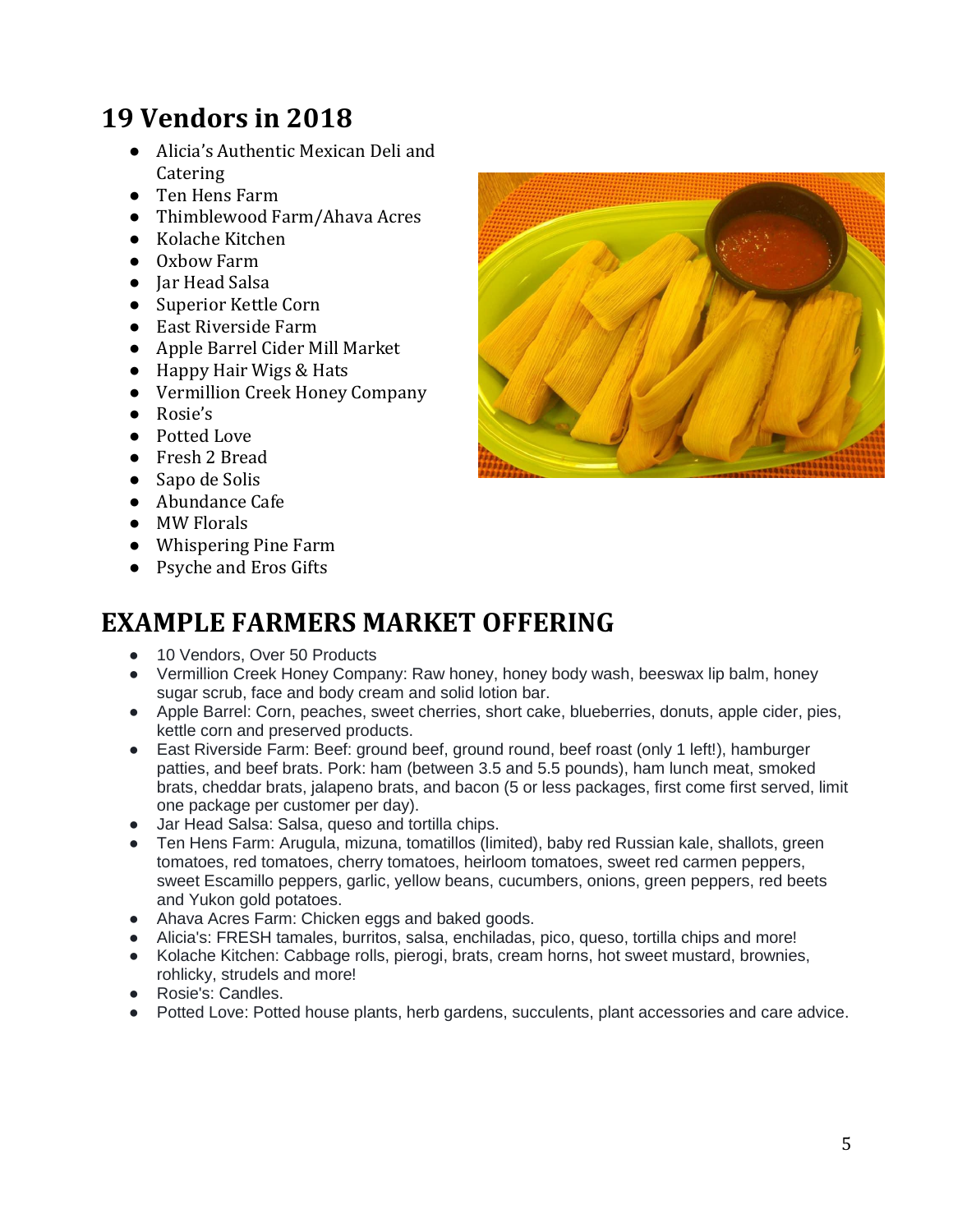## 19 Vendors in 2018

- Alicia's Authentic Mexican Deli and Catering
- Ten Hens Farm
- Thimblewood Farm/Ahava Acres
- Kolache Kitchen
- Oxbow Farm
- Jar Head Salsa
- Superior Kettle Corn
- East Riverside Farm
- Apple Barrel Cider Mill Market
- Happy Hair Wigs & Hats
- Vermillion Creek Honey Company
- Rosie's
- Potted Love
- Fresh 2 Bread
- Sapo de Solis
- Abundance Cafe
- MW Florals
- Whispering Pine Farm
- Psyche and Eros Gifts

## EXAMPLE FARMERS MARKET OFFERING

- 10 Vendors, Over 50 Products
- Vermillion Creek Honey Company: Raw honey, honey body wash, beeswax lip balm, honey sugar scrub, face and body cream and solid lotion bar.
- Apple Barrel: Corn, peaches, sweet cherries, short cake, blueberries, donuts, apple cider, pies, kettle corn and preserved products.
- East Riverside Farm: Beef: ground beef, ground round, beef roast (only 1 left!), hamburger patties, and beef brats. Pork: ham (between 3.5 and 5.5 pounds), ham lunch meat, smoked brats, cheddar brats, jalapeno brats, and bacon (5 or less packages, first come first served, limit one package per customer per day).
- Jar Head Salsa: Salsa, queso and tortilla chips.
- Ten Hens Farm: Arugula, mizuna, tomatillos (limited), baby red Russian kale, shallots, green tomatoes, red tomatoes, cherry tomatoes, heirloom tomatoes, sweet red carmen peppers, sweet Escamillo peppers, garlic, yellow beans, cucumbers, onions, green peppers, red beets and Yukon gold potatoes.
- Ahava Acres Farm: Chicken eggs and baked goods.
- Alicia's: FRESH tamales, burritos, salsa, enchiladas, pico, queso, tortilla chips and more!
- Kolache Kitchen: Cabbage rolls, pierogi, brats, cream horns, hot sweet mustard, brownies, rohlicky, strudels and more!
- Rosie's: Candles.
- Potted Love: Potted house plants, herb gardens, succulents, plant accessories and care advice.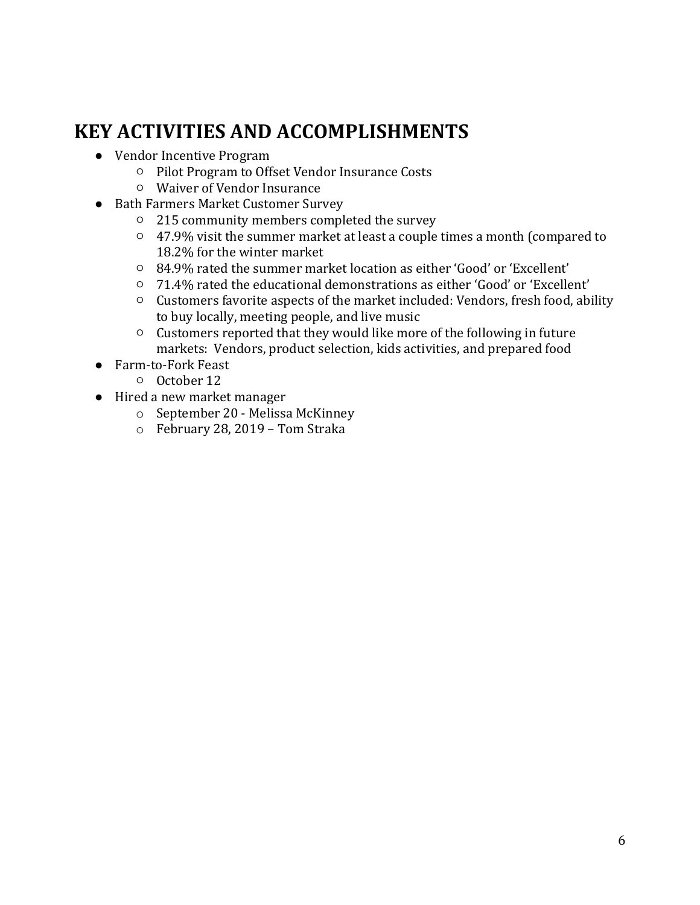# KEY ACTIVITIES AND ACCOMPLISHMENTS

- Vendor Incentive Program
  - Pilot Program to Offset Vendor Insurance Costs
  - Waiver of Vendor Insurance
- Bath Farmers Market Customer Survey
  - 215 community members completed the survey
  - 47.9% visit the summer market at least a couple times a month (compared to 18.2% for the winter market
  - 84.9% rated the summer market location as either 'Good' or 'Excellent'
  - 71.4% rated the educational demonstrations as either 'Good' or 'Excellent'
  - Customers favorite aspects of the market included: Vendors, fresh food, ability to buy locally, meeting people, and live music
  - Customers reported that they would like more of the following in future markets: Vendors, product selection, kids activities, and prepared food
- Farm-to-Fork Feast
  - October 12
- Hired a new market manager
  - September 20 - Melissa McKinney
  - February 28, 2019 – Tom Straka